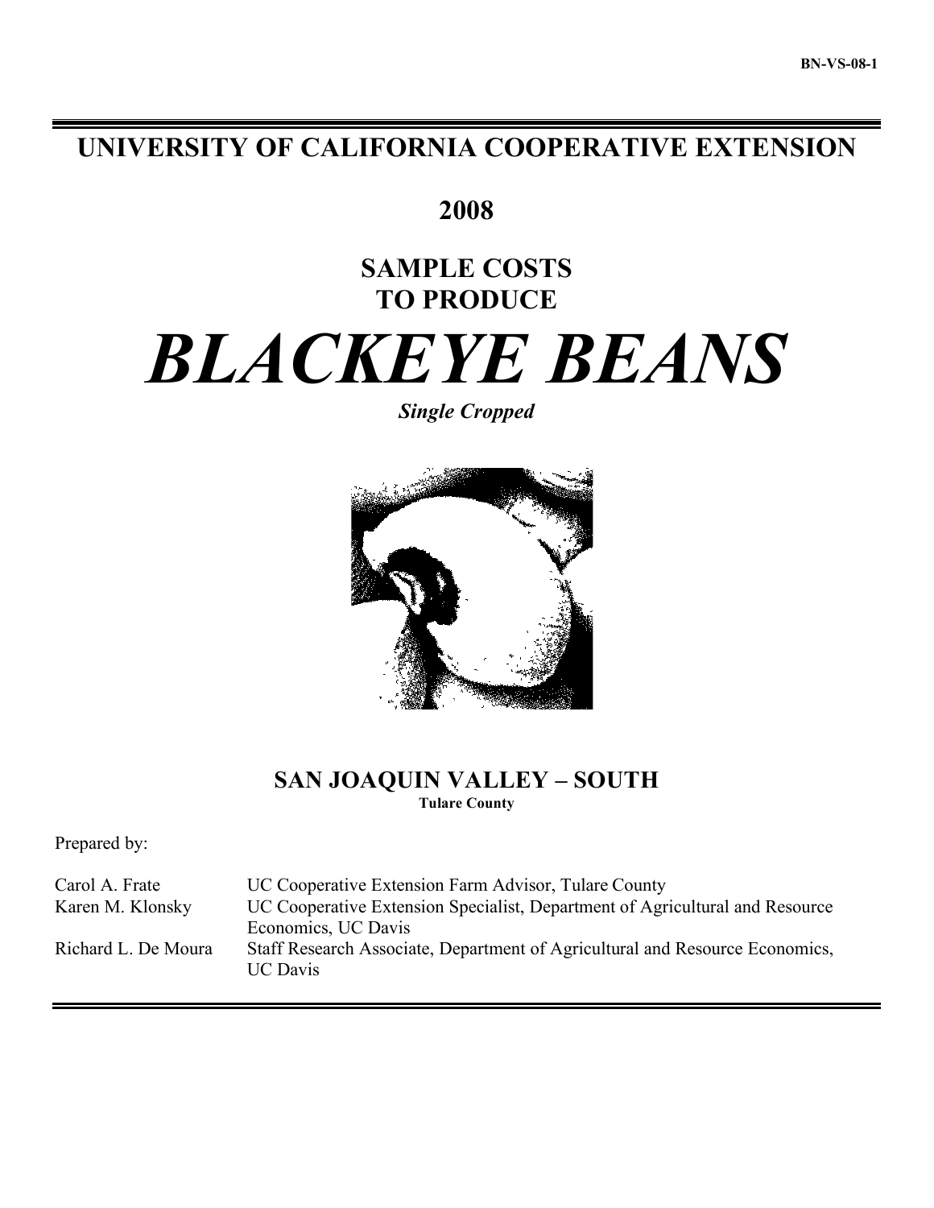BN-VS-08-1

# UNIVERSITY OF CALIFORNIA COOPERATIVE EXTENSION

## 2008

## SAMPLE COSTS TO PRODUCE

# *BLACKEYE BEANS*

***Single Cropped***

## SAN JOAQUIN VALLEY – SOUTH

**Tulare County**

Prepared by:

| | |
|---|---|
| Carol A. Frate | UC Cooperative Extension Farm Advisor, Tulare County |
| Karen M. Klonsky | UC Cooperative Extension Specialist, Department of Agricultural and Resource Economics, UC Davis |
| Richard L. De Moura | Staff Research Associate, Department of Agricultural and Resource Economics, UC Davis |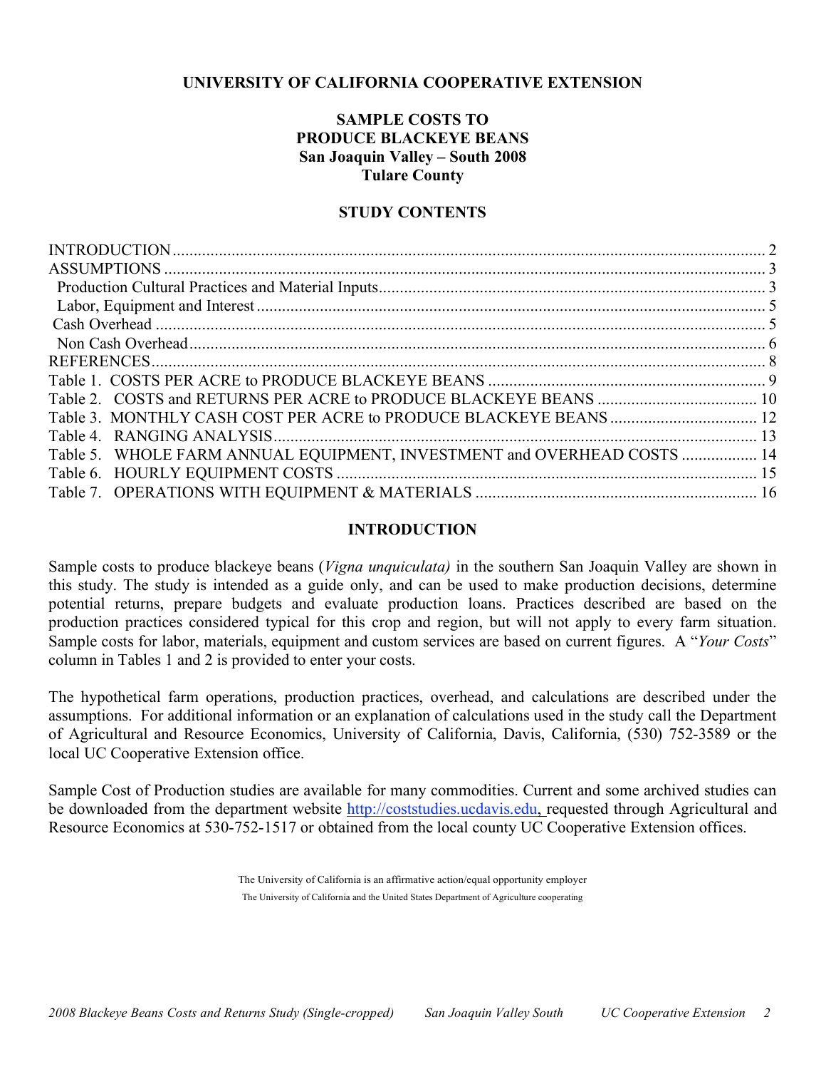**UNIVERSITY OF CALIFORNIA COOPERATIVE EXTENSION**

# SAMPLE COSTS TO PRODUCE BLACKEYE BEANS
## San Joaquin Valley – South 2008
## Tulare County

## STUDY CONTENTS

| | |
|---|---|
| INTRODUCTION | 2 |
| ASSUMPTIONS | 3 |
| Production Cultural Practices and Material Inputs | 3 |
| Labor, Equipment and Interest | 5 |
| Cash Overhead | 5 |
| Non Cash Overhead | 6 |
| REFERENCES | 8 |
| Table 1. COSTS PER ACRE to PRODUCE BLACKEYE BEANS | 9 |
| Table 2. COSTS and RETURNS PER ACRE to PRODUCE BLACKEYE BEANS | 10 |
| Table 3. MONTHLY CASH COST PER ACRE to PRODUCE BLACKEYE BEANS | 12 |
| Table 4. RANGING ANALYSIS | 13 |
| Table 5. WHOLE FARM ANNUAL EQUIPMENT, INVESTMENT and OVERHEAD COSTS | 14 |
| Table 6. HOURLY EQUIPMENT COSTS | 15 |
| Table 7. OPERATIONS WITH EQUIPMENT & MATERIALS | 16 |

## INTRODUCTION

Sample costs to produce blackeye beans (*Vigna unquiculata)* in the southern San Joaquin Valley are shown in this study. The study is intended as a guide only, and can be used to make production decisions, determine potential returns, prepare budgets and evaluate production loans. Practices described are based on the production practices considered typical for this crop and region, but will not apply to every farm situation. Sample costs for labor, materials, equipment and custom services are based on current figures. A "*Your Costs*" column in Tables 1 and 2 is provided to enter your costs.

The hypothetical farm operations, production practices, overhead, and calculations are described under the assumptions. For additional information or an explanation of calculations used in the study call the Department of Agricultural and Resource Economics, University of California, Davis, California, (530) 752-3589 or the local UC Cooperative Extension office.

Sample Cost of Production studies are available for many commodities. Current and some archived studies can be downloaded from the department website http://coststudies.ucdavis.edu, requested through Agricultural and Resource Economics at 530-752-1517 or obtained from the local county UC Cooperative Extension offices.

The University of California is an affirmative action/equal opportunity employer

The University of California and the United States Department of Agriculture cooperating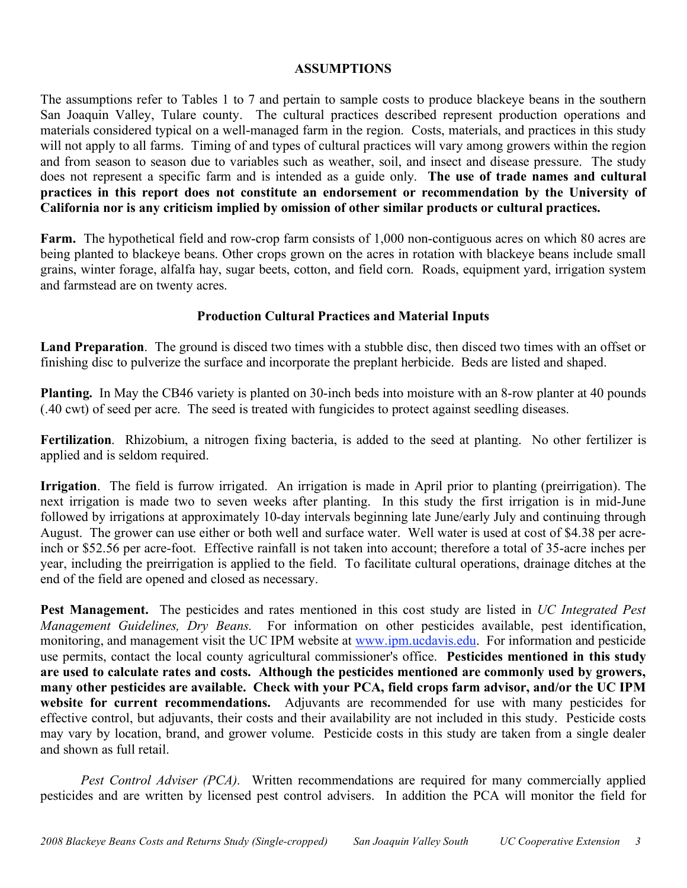## ASSUMPTIONS

The assumptions refer to Tables 1 to 7 and pertain to sample costs to produce blackeye beans in the southern San Joaquin Valley, Tulare county. The cultural practices described represent production operations and materials considered typical on a well-managed farm in the region. Costs, materials, and practices in this study will not apply to all farms. Timing of and types of cultural practices will vary among growers within the region and from season to season due to variables such as weather, soil, and insect and disease pressure. The study does not represent a specific farm and is intended as a guide only. **The use of trade names and cultural practices in this report does not constitute an endorsement or recommendation by the University of California nor is any criticism implied by omission of other similar products or cultural practices.**

**Farm.** The hypothetical field and row-crop farm consists of 1,000 non-contiguous acres on which 80 acres are being planted to blackeye beans. Other crops grown on the acres in rotation with blackeye beans include small grains, winter forage, alfalfa hay, sugar beets, cotton, and field corn. Roads, equipment yard, irrigation system and farmstead are on twenty acres.

### Production Cultural Practices and Material Inputs

**Land Preparation**. The ground is disced two times with a stubble disc, then disced two times with an offset or finishing disc to pulverize the surface and incorporate the preplant herbicide. Beds are listed and shaped.

**Planting.** In May the CB46 variety is planted on 30-inch beds into moisture with an 8-row planter at 40 pounds (.40 cwt) of seed per acre. The seed is treated with fungicides to protect against seedling diseases.

**Fertilization**. Rhizobium, a nitrogen fixing bacteria, is added to the seed at planting. No other fertilizer is applied and is seldom required.

**Irrigation**. The field is furrow irrigated. An irrigation is made in April prior to planting (preirrigation). The next irrigation is made two to seven weeks after planting. In this study the first irrigation is in mid-June followed by irrigations at approximately 10-day intervals beginning late June/early July and continuing through August. The grower can use either or both well and surface water. Well water is used at cost of $4.38 per acre-inch or $52.56 per acre-foot. Effective rainfall is not taken into account; therefore a total of 35-acre inches per year, including the preirrigation is applied to the field. To facilitate cultural operations, drainage ditches at the end of the field are opened and closed as necessary.

**Pest Management.** The pesticides and rates mentioned in this cost study are listed in *UC Integrated Pest Management Guidelines, Dry Beans.* For information on other pesticides available, pest identification, monitoring, and management visit the UC IPM website at www.ipm.ucdavis.edu. For information and pesticide use permits, contact the local county agricultural commissioner's office. **Pesticides mentioned in this study are used to calculate rates and costs. Although the pesticides mentioned are commonly used by growers, many other pesticides are available. Check with your PCA, field crops farm advisor, and/or the UC IPM website for current recommendations.** Adjuvants are recommended for use with many pesticides for effective control, but adjuvants, their costs and their availability are not included in this study. Pesticide costs may vary by location, brand, and grower volume. Pesticide costs in this study are taken from a single dealer and shown as full retail.

*Pest Control Adviser (PCA).* Written recommendations are required for many commercially applied pesticides and are written by licensed pest control advisers. In addition the PCA will monitor the field for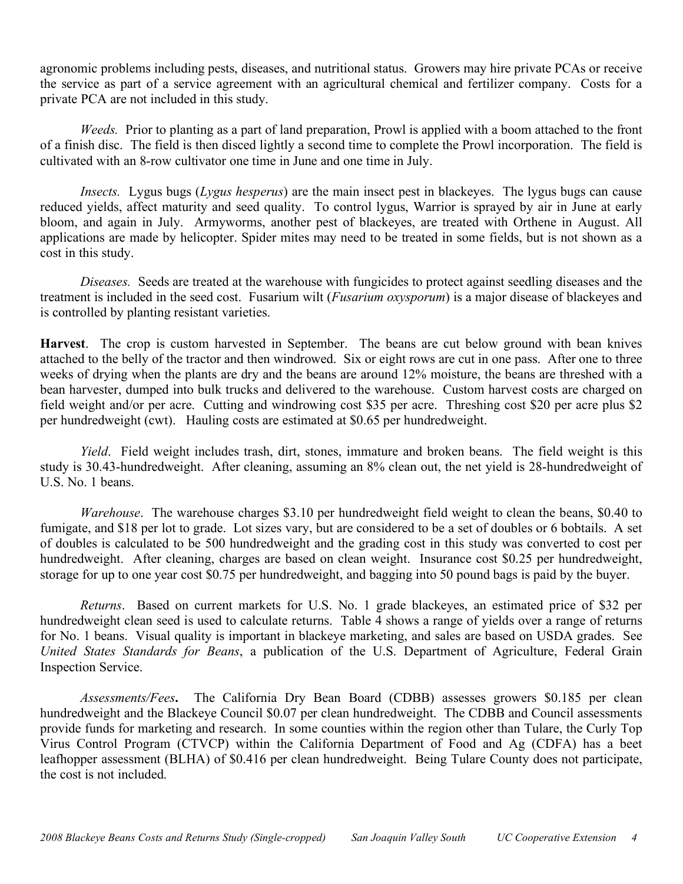agronomic problems including pests, diseases, and nutritional status. Growers may hire private PCAs or receive the service as part of a service agreement with an agricultural chemical and fertilizer company. Costs for a private PCA are not included in this study.

*Weeds.* Prior to planting as a part of land preparation, Prowl is applied with a boom attached to the front of a finish disc. The field is then disced lightly a second time to complete the Prowl incorporation. The field is cultivated with an 8-row cultivator one time in June and one time in July.

*Insects.* Lygus bugs (*Lygus hesperus*) are the main insect pest in blackeyes. The lygus bugs can cause reduced yields, affect maturity and seed quality. To control lygus, Warrior is sprayed by air in June at early bloom, and again in July. Armyworms, another pest of blackeyes, are treated with Orthene in August. All applications are made by helicopter. Spider mites may need to be treated in some fields, but is not shown as a cost in this study.

*Diseases.* Seeds are treated at the warehouse with fungicides to protect against seedling diseases and the treatment is included in the seed cost. Fusarium wilt (*Fusarium oxysporum*) is a major disease of blackeyes and is controlled by planting resistant varieties.

**Harvest**. The crop is custom harvested in September. The beans are cut below ground with bean knives attached to the belly of the tractor and then windrowed. Six or eight rows are cut in one pass. After one to three weeks of drying when the plants are dry and the beans are around 12% moisture, the beans are threshed with a bean harvester, dumped into bulk trucks and delivered to the warehouse. Custom harvest costs are charged on field weight and/or per acre. Cutting and windrowing cost $35 per acre. Threshing cost $20 per acre plus $2 per hundredweight (cwt). Hauling costs are estimated at $0.65 per hundredweight.

*Yield*. Field weight includes trash, dirt, stones, immature and broken beans. The field weight is this study is 30.43-hundredweight. After cleaning, assuming an 8% clean out, the net yield is 28-hundredweight of U.S. No. 1 beans.

*Warehouse*. The warehouse charges $3.10 per hundredweight field weight to clean the beans, $0.40 to fumigate, and $18 per lot to grade. Lot sizes vary, but are considered to be a set of doubles or 6 bobtails. A set of doubles is calculated to be 500 hundredweight and the grading cost in this study was converted to cost per hundredweight. After cleaning, charges are based on clean weight. Insurance cost $0.25 per hundredweight, storage for up to one year cost $0.75 per hundredweight, and bagging into 50 pound bags is paid by the buyer.

*Returns*. Based on current markets for U.S. No. 1 grade blackeyes, an estimated price of $32 per hundredweight clean seed is used to calculate returns. Table 4 shows a range of yields over a range of returns for No. 1 beans. Visual quality is important in blackeye marketing, and sales are based on USDA grades. See *United States Standards for Beans*, a publication of the U.S. Department of Agriculture, Federal Grain Inspection Service.

*Assessments/Fees***.** The California Dry Bean Board (CDBB) assesses growers $0.185 per clean hundredweight and the Blackeye Council $0.07 per clean hundredweight. The CDBB and Council assessments provide funds for marketing and research. In some counties within the region other than Tulare, the Curly Top Virus Control Program (CTVCP) within the California Department of Food and Ag (CDFA) has a beet leafhopper assessment (BLHA) of $0.416 per clean hundredweight. Being Tulare County does not participate, the cost is not included.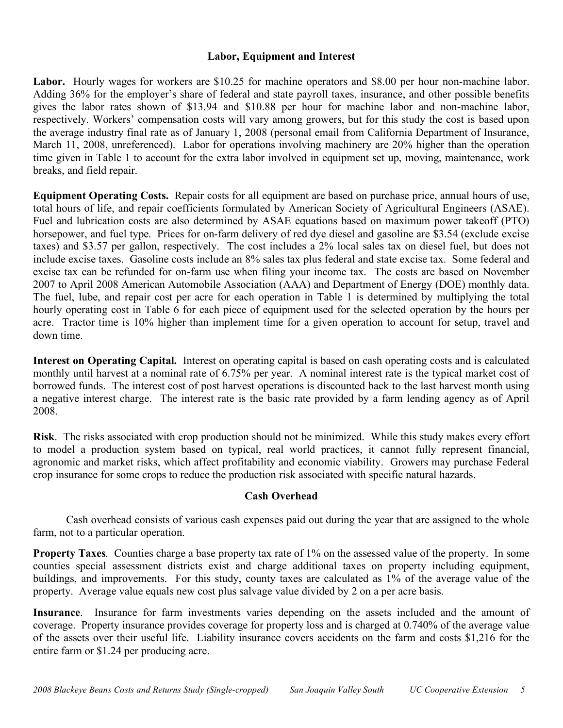## Labor, Equipment and Interest

**Labor.** Hourly wages for workers are $10.25 for machine operators and $8.00 per hour non-machine labor. Adding 36% for the employer's share of federal and state payroll taxes, insurance, and other possible benefits gives the labor rates shown of $13.94 and $10.88 per hour for machine labor and non-machine labor, respectively. Workers' compensation costs will vary among growers, but for this study the cost is based upon the average industry final rate as of January 1, 2008 (personal email from California Department of Insurance, March 11, 2008, unreferenced). Labor for operations involving machinery are 20% higher than the operation time given in Table 1 to account for the extra labor involved in equipment set up, moving, maintenance, work breaks, and field repair.

**Equipment Operating Costs.** Repair costs for all equipment are based on purchase price, annual hours of use, total hours of life, and repair coefficients formulated by American Society of Agricultural Engineers (ASAE). Fuel and lubrication costs are also determined by ASAE equations based on maximum power takeoff (PTO) horsepower, and fuel type. Prices for on-farm delivery of red dye diesel and gasoline are $3.54 (exclude excise taxes) and $3.57 per gallon, respectively. The cost includes a 2% local sales tax on diesel fuel, but does not include excise taxes. Gasoline costs include an 8% sales tax plus federal and state excise tax. Some federal and excise tax can be refunded for on-farm use when filing your income tax. The costs are based on November 2007 to April 2008 American Automobile Association (AAA) and Department of Energy (DOE) monthly data. The fuel, lube, and repair cost per acre for each operation in Table 1 is determined by multiplying the total hourly operating cost in Table 6 for each piece of equipment used for the selected operation by the hours per acre. Tractor time is 10% higher than implement time for a given operation to account for setup, travel and down time.

**Interest on Operating Capital.** Interest on operating capital is based on cash operating costs and is calculated monthly until harvest at a nominal rate of 6.75% per year. A nominal interest rate is the typical market cost of borrowed funds. The interest cost of post harvest operations is discounted back to the last harvest month using a negative interest charge. The interest rate is the basic rate provided by a farm lending agency as of April 2008.

**Risk**. The risks associated with crop production should not be minimized. While this study makes every effort to model a production system based on typical, real world practices, it cannot fully represent financial, agronomic and market risks, which affect profitability and economic viability. Growers may purchase Federal crop insurance for some crops to reduce the production risk associated with specific natural hazards.

## Cash Overhead

Cash overhead consists of various cash expenses paid out during the year that are assigned to the whole farm, not to a particular operation.

**Property Taxes***.* Counties charge a base property tax rate of 1% on the assessed value of the property. In some counties special assessment districts exist and charge additional taxes on property including equipment, buildings, and improvements. For this study, county taxes are calculated as 1% of the average value of the property. Average value equals new cost plus salvage value divided by 2 on a per acre basis.

**Insurance**. Insurance for farm investments varies depending on the assets included and the amount of coverage. Property insurance provides coverage for property loss and is charged at 0.740% of the average value of the assets over their useful life. Liability insurance covers accidents on the farm and costs $1,216 for the entire farm or $1.24 per producing acre.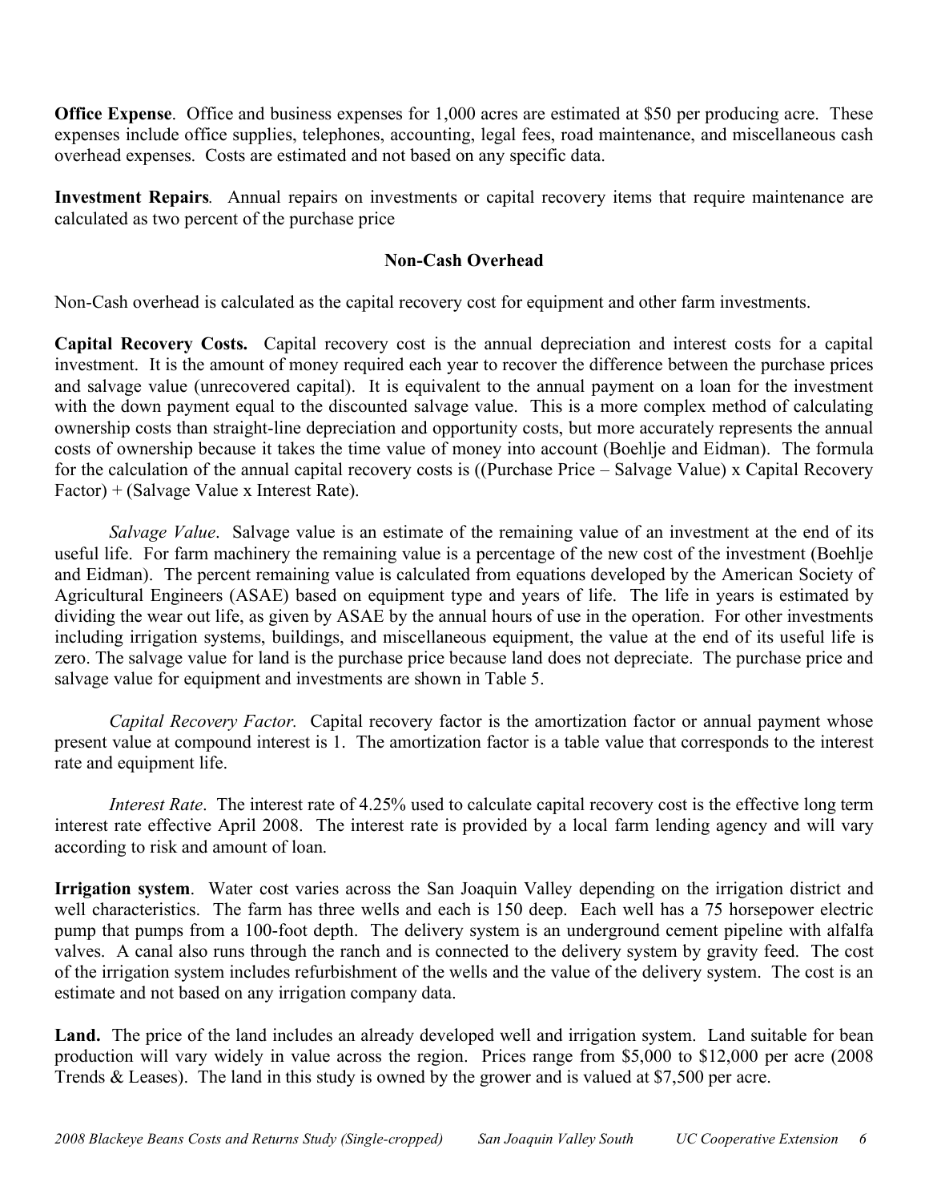**Office Expense**. Office and business expenses for 1,000 acres are estimated at $50 per producing acre. These expenses include office supplies, telephones, accounting, legal fees, road maintenance, and miscellaneous cash overhead expenses. Costs are estimated and not based on any specific data.

**Investment Repairs**. Annual repairs on investments or capital recovery items that require maintenance are calculated as two percent of the purchase price

## Non-Cash Overhead

Non-Cash overhead is calculated as the capital recovery cost for equipment and other farm investments.

**Capital Recovery Costs.** Capital recovery cost is the annual depreciation and interest costs for a capital investment. It is the amount of money required each year to recover the difference between the purchase prices and salvage value (unrecovered capital). It is equivalent to the annual payment on a loan for the investment with the down payment equal to the discounted salvage value. This is a more complex method of calculating ownership costs than straight-line depreciation and opportunity costs, but more accurately represents the annual costs of ownership because it takes the time value of money into account (Boehlje and Eidman). The formula for the calculation of the annual capital recovery costs is ((Purchase Price – Salvage Value) x Capital Recovery Factor) + (Salvage Value x Interest Rate).

*Salvage Value*. Salvage value is an estimate of the remaining value of an investment at the end of its useful life. For farm machinery the remaining value is a percentage of the new cost of the investment (Boehlje and Eidman). The percent remaining value is calculated from equations developed by the American Society of Agricultural Engineers (ASAE) based on equipment type and years of life. The life in years is estimated by dividing the wear out life, as given by ASAE by the annual hours of use in the operation. For other investments including irrigation systems, buildings, and miscellaneous equipment, the value at the end of its useful life is zero. The salvage value for land is the purchase price because land does not depreciate. The purchase price and salvage value for equipment and investments are shown in Table 5.

*Capital Recovery Factor.* Capital recovery factor is the amortization factor or annual payment whose present value at compound interest is 1. The amortization factor is a table value that corresponds to the interest rate and equipment life.

*Interest Rate*. The interest rate of 4.25% used to calculate capital recovery cost is the effective long term interest rate effective April 2008. The interest rate is provided by a local farm lending agency and will vary according to risk and amount of loan.

**Irrigation system**. Water cost varies across the San Joaquin Valley depending on the irrigation district and well characteristics. The farm has three wells and each is 150 deep. Each well has a 75 horsepower electric pump that pumps from a 100-foot depth. The delivery system is an underground cement pipeline with alfalfa valves. A canal also runs through the ranch and is connected to the delivery system by gravity feed. The cost of the irrigation system includes refurbishment of the wells and the value of the delivery system. The cost is an estimate and not based on any irrigation company data.

**Land.** The price of the land includes an already developed well and irrigation system. Land suitable for bean production will vary widely in value across the region. Prices range from $5,000 to $12,000 per acre (2008 Trends & Leases). The land in this study is owned by the grower and is valued at $7,500 per acre.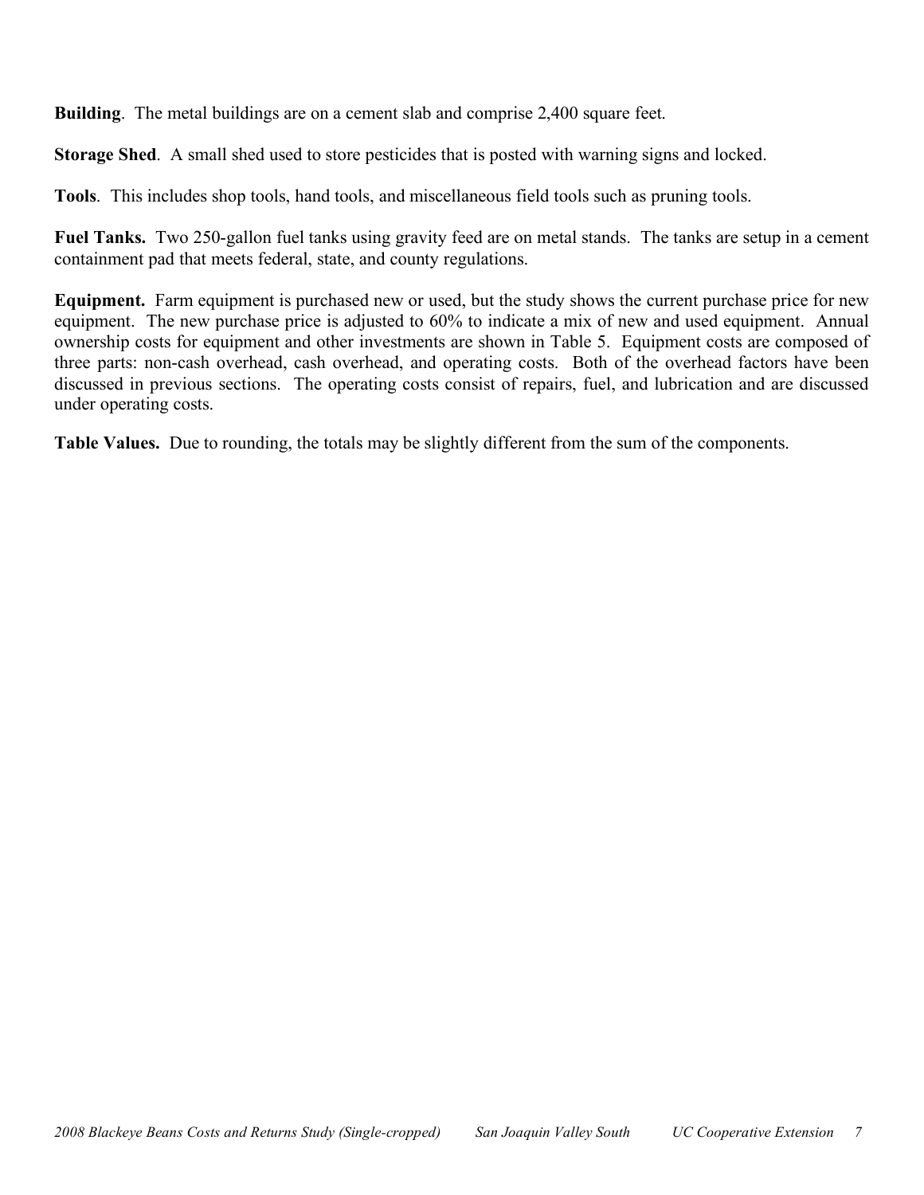**Building**. The metal buildings are on a cement slab and comprise 2,400 square feet.

**Storage Shed**. A small shed used to store pesticides that is posted with warning signs and locked.

**Tools**. This includes shop tools, hand tools, and miscellaneous field tools such as pruning tools.

**Fuel Tanks.** Two 250-gallon fuel tanks using gravity feed are on metal stands. The tanks are setup in a cement containment pad that meets federal, state, and county regulations.

**Equipment.** Farm equipment is purchased new or used, but the study shows the current purchase price for new equipment. The new purchase price is adjusted to 60% to indicate a mix of new and used equipment. Annual ownership costs for equipment and other investments are shown in Table 5. Equipment costs are composed of three parts: non-cash overhead, cash overhead, and operating costs. Both of the overhead factors have been discussed in previous sections. The operating costs consist of repairs, fuel, and lubrication and are discussed under operating costs.

**Table Values.** Due to rounding, the totals may be slightly different from the sum of the components.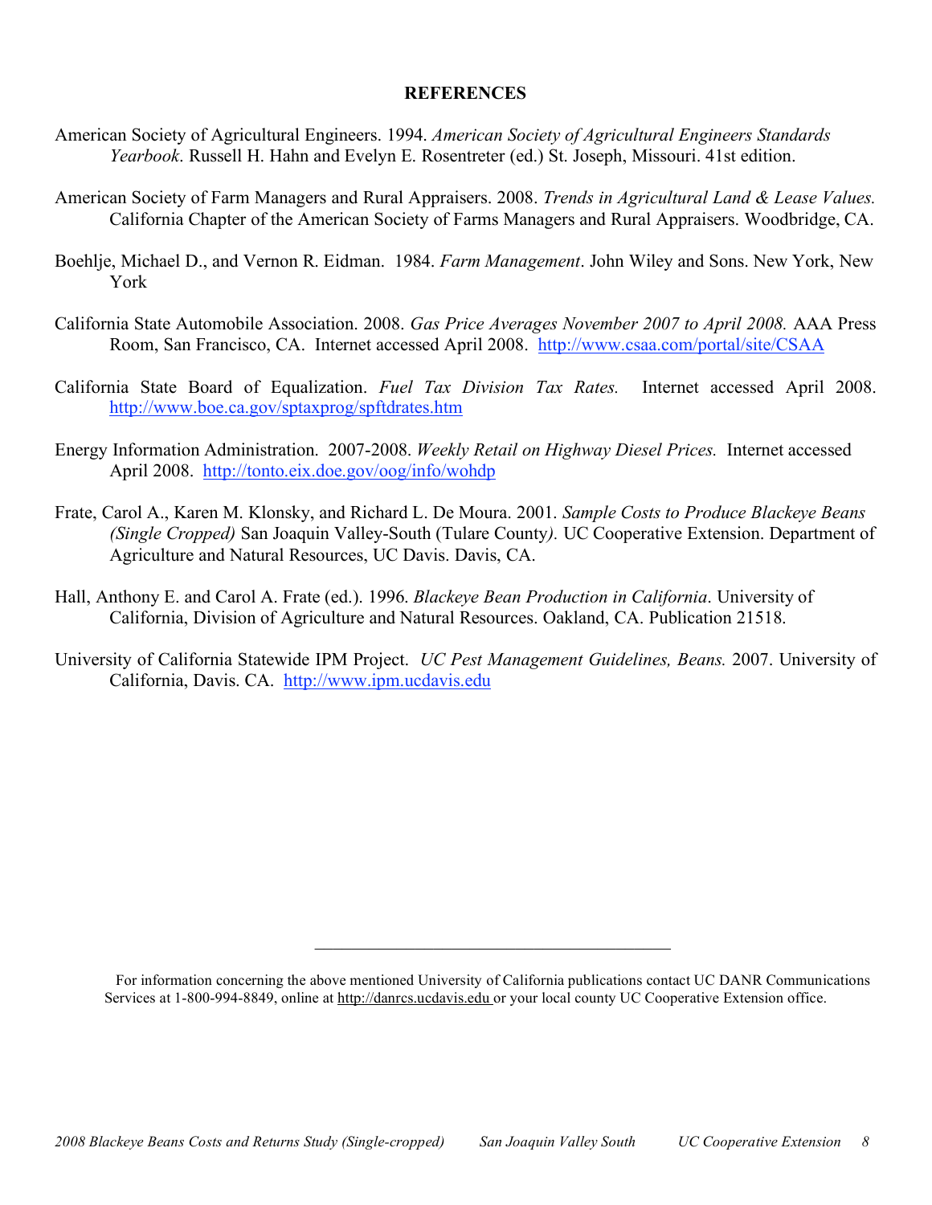## REFERENCES

American Society of Agricultural Engineers. 1994. *American Society of Agricultural Engineers Standards Yearbook*. Russell H. Hahn and Evelyn E. Rosentreter (ed.) St. Joseph, Missouri. 41st edition.

American Society of Farm Managers and Rural Appraisers. 2008. *Trends in Agricultural Land & Lease Values.* California Chapter of the American Society of Farms Managers and Rural Appraisers. Woodbridge, CA.

Boehlje, Michael D., and Vernon R. Eidman. 1984. *Farm Management*. John Wiley and Sons. New York, New York

California State Automobile Association. 2008. *Gas Price Averages November 2007 to April 2008.* AAA Press Room, San Francisco, CA. Internet accessed April 2008. http://www.csaa.com/portal/site/CSAA

California State Board of Equalization. *Fuel Tax Division Tax Rates.* Internet accessed April 2008. http://www.boe.ca.gov/sptaxprog/spftdrates.htm

Energy Information Administration. 2007-2008. *Weekly Retail on Highway Diesel Prices.* Internet accessed April 2008. http://tonto.eix.doe.gov/oog/info/wohdp

Frate, Carol A., Karen M. Klonsky, and Richard L. De Moura. 2001. *Sample Costs to Produce Blackeye Beans (Single Cropped)* San Joaquin Valley-South (Tulare County*).* UC Cooperative Extension. Department of Agriculture and Natural Resources, UC Davis. Davis, CA.

Hall, Anthony E. and Carol A. Frate (ed.). 1996. *Blackeye Bean Production in California*. University of California, Division of Agriculture and Natural Resources. Oakland, CA. Publication 21518.

University of California Statewide IPM Project. *UC Pest Management Guidelines, Beans.* 2007. University of California, Davis. CA. http://www.ipm.ucdavis.edu

---

For information concerning the above mentioned University of California publications contact UC DANR Communications Services at 1-800-994-8849, online at http://danrcs.ucdavis.edu or your local county UC Cooperative Extension office.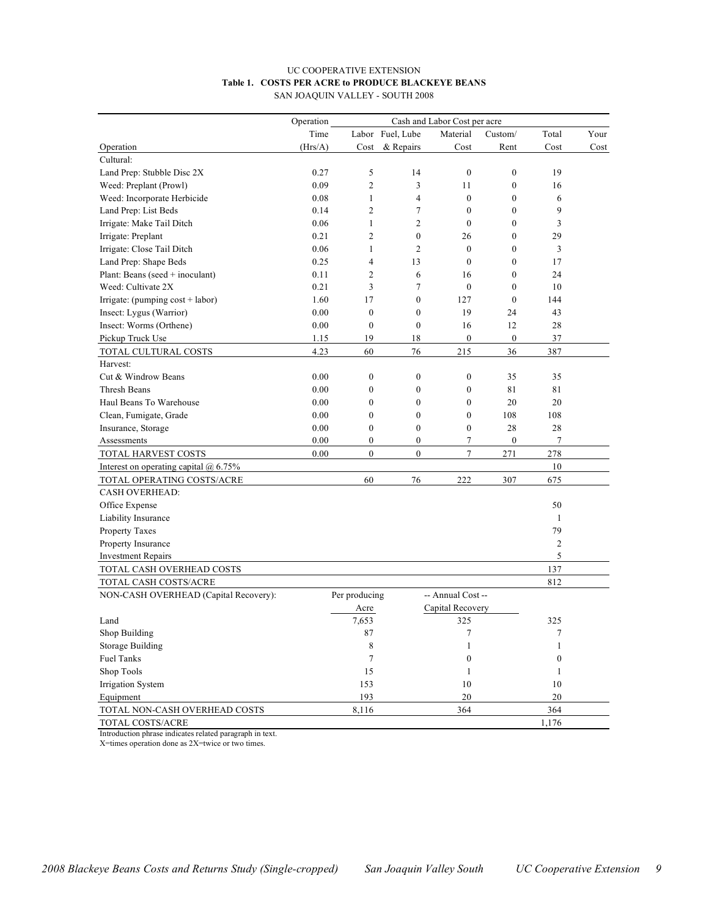UC COOPERATIVE EXTENSION

**Table 1. COSTS PER ACRE to PRODUCE BLACKEYE BEANS**

SAN JOAQUIN VALLEY - SOUTH 2008

| Operation | Operation Time (Hrs/A) | Labor Cost | Fuel, Lube & Repairs | Material Cost | Custom/ Rent | Total Cost | Your Cost |
|---|---|---|---|---|---|---|---|
| Cultural: | | | | | | | |
| Land Prep: Stubble Disc 2X | 0.27 | 5 | 14 | 0 | 0 | 19 | |
| Weed: Preplant (Prowl) | 0.09 | 2 | 3 | 11 | 0 | 16 | |
| Weed: Incorporate Herbicide | 0.08 | 1 | 4 | 0 | 0 | 6 | |
| Land Prep: List Beds | 0.14 | 2 | 7 | 0 | 0 | 9 | |
| Irrigate: Make Tail Ditch | 0.06 | 1 | 2 | 0 | 0 | 3 | |
| Irrigate: Preplant | 0.21 | 2 | 0 | 26 | 0 | 29 | |
| Irrigate: Close Tail Ditch | 0.06 | 1 | 2 | 0 | 0 | 3 | |
| Land Prep: Shape Beds | 0.25 | 4 | 13 | 0 | 0 | 17 | |
| Plant: Beans (seed + inoculant) | 0.11 | 2 | 6 | 16 | 0 | 24 | |
| Weed: Cultivate 2X | 0.21 | 3 | 7 | 0 | 0 | 10 | |
| Irrigate: (pumping cost + labor) | 1.60 | 17 | 0 | 127 | 0 | 144 | |
| Insect: Lygus (Warrior) | 0.00 | 0 | 0 | 19 | 24 | 43 | |
| Insect: Worms (Orthene) | 0.00 | 0 | 0 | 16 | 12 | 28 | |
| Pickup Truck Use | 1.15 | 19 | 18 | 0 | 0 | 37 | |
| TOTAL CULTURAL COSTS | 4.23 | 60 | 76 | 215 | 36 | 387 | |
| Harvest: | | | | | | | |
| Cut & Windrow Beans | 0.00 | 0 | 0 | 0 | 35 | 35 | |
| Thresh Beans | 0.00 | 0 | 0 | 0 | 81 | 81 | |
| Haul Beans To Warehouse | 0.00 | 0 | 0 | 0 | 20 | 20 | |
| Clean, Fumigate, Grade | 0.00 | 0 | 0 | 0 | 108 | 108 | |
| Insurance, Storage | 0.00 | 0 | 0 | 0 | 28 | 28 | |
| Assessments | 0.00 | 0 | 0 | 7 | 0 | 7 | |
| TOTAL HARVEST COSTS | 0.00 | 0 | 0 | 7 | 271 | 278 | |
| Interest on operating capital @ 6.75% | | | | | | 10 | |
| TOTAL OPERATING COSTS/ACRE | | 60 | 76 | 222 | 307 | 675 | |
| CASH OVERHEAD: | | | | | | | |
| Office Expense | | | | | | 50 | |
| Liability Insurance | | | | | | 1 | |
| Property Taxes | | | | | | 79 | |
| Property Insurance | | | | | | 2 | |
| Investment Repairs | | | | | | 5 | |
| TOTAL CASH OVERHEAD COSTS | | | | | | 137 | |
| TOTAL CASH COSTS/ACRE | | | | | | 812 | |

| NON-CASH OVERHEAD (Capital Recovery): | Per producing Acre | -- Annual Cost -- Capital Recovery | Total Cost | Your Cost |
|---|---|---|---|---|
| Land | 7,653 | 325 | 325 | |
| Shop Building | 87 | 7 | 7 | |
| Storage Building | 8 | 1 | 1 | |
| Fuel Tanks | 7 | 0 | 0 | |
| Shop Tools | 15 | 1 | 1 | |
| Irrigation System | 153 | 10 | 10 | |
| Equipment | 193 | 20 | 20 | |
| TOTAL NON-CASH OVERHEAD COSTS | 8,116 | 364 | 364 | |
| TOTAL COSTS/ACRE | | | 1,176 | |

Introduction phrase indicates related paragraph in text.

X=times operation done as 2X=twice or two times.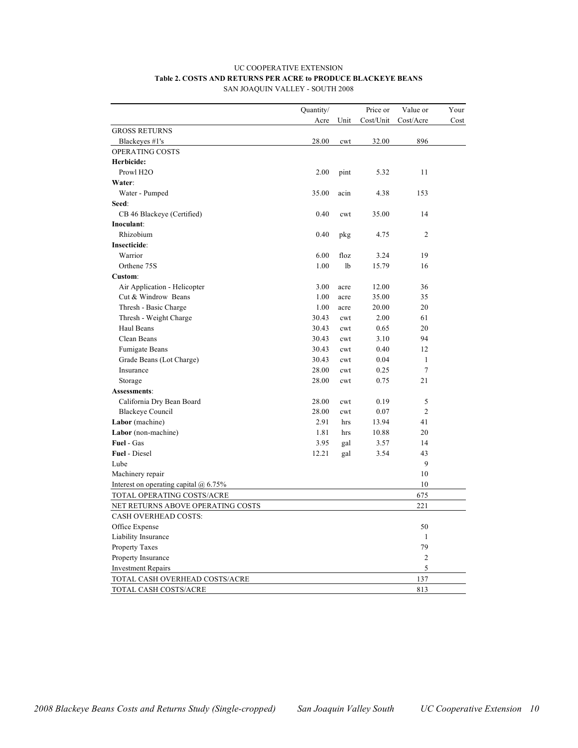UC COOPERATIVE EXTENSION

**Table 2. COSTS AND RETURNS PER ACRE to PRODUCE BLACKEYE BEANS**

SAN JOAQUIN VALLEY - SOUTH 2008

| | Quantity/ Acre | Unit | Price or Cost/Unit | Value or Cost/Acre | Your Cost |
|---|---|---|---|---|---|
| GROSS RETURNS | | | | | |
| Blackeyes #1's | 28.00 | cwt | 32.00 | 896 | |
| OPERATING COSTS | | | | | |
| **Herbicide:** | | | | | |
| Prowl H2O | 2.00 | pint | 5.32 | 11 | |
| **Water**: | | | | | |
| Water - Pumped | 35.00 | acin | 4.38 | 153 | |
| **Seed**: | | | | | |
| CB 46 Blackeye (Certified) | 0.40 | cwt | 35.00 | 14 | |
| **Inoculant**: | | | | | |
| Rhizobium | 0.40 | pkg | 4.75 | 2 | |
| **Insecticide**: | | | | | |
| Warrior | 6.00 | floz | 3.24 | 19 | |
| Orthene 75S | 1.00 | lb | 15.79 | 16 | |
| **Custom**: | | | | | |
| Air Application - Helicopter | 3.00 | acre | 12.00 | 36 | |
| Cut & Windrow Beans | 1.00 | acre | 35.00 | 35 | |
| Thresh - Basic Charge | 1.00 | acre | 20.00 | 20 | |
| Thresh - Weight Charge | 30.43 | cwt | 2.00 | 61 | |
| Haul Beans | 30.43 | cwt | 0.65 | 20 | |
| Clean Beans | 30.43 | cwt | 3.10 | 94 | |
| Fumigate Beans | 30.43 | cwt | 0.40 | 12 | |
| Grade Beans (Lot Charge) | 30.43 | cwt | 0.04 | 1 | |
| Insurance | 28.00 | cwt | 0.25 | 7 | |
| Storage | 28.00 | cwt | 0.75 | 21 | |
| **Assessments**: | | | | | |
| California Dry Bean Board | 28.00 | cwt | 0.19 | 5 | |
| Blackeye Council | 28.00 | cwt | 0.07 | 2 | |
| **Labor** (machine) | 2.91 | hrs | 13.94 | 41 | |
| **Labor** (non-machine) | 1.81 | hrs | 10.88 | 20 | |
| **Fuel** - Gas | 3.95 | gal | 3.57 | 14 | |
| **Fuel** - Diesel | 12.21 | gal | 3.54 | 43 | |
| Lube | | | | 9 | |
| Machinery repair | | | | 10 | |
| Interest on operating capital @ 6.75% | | | | 10 | |
| TOTAL OPERATING COSTS/ACRE | | | | 675 | |
| NET RETURNS ABOVE OPERATING COSTS | | | | 221 | |
| CASH OVERHEAD COSTS: | | | | | |
| Office Expense | | | | 50 | |
| Liability Insurance | | | | 1 | |
| Property Taxes | | | | 79 | |
| Property Insurance | | | | 2 | |
| Investment Repairs | | | | 5 | |
| TOTAL CASH OVERHEAD COSTS/ACRE | | | | 137 | |
| TOTAL CASH COSTS/ACRE | | | | 813 | |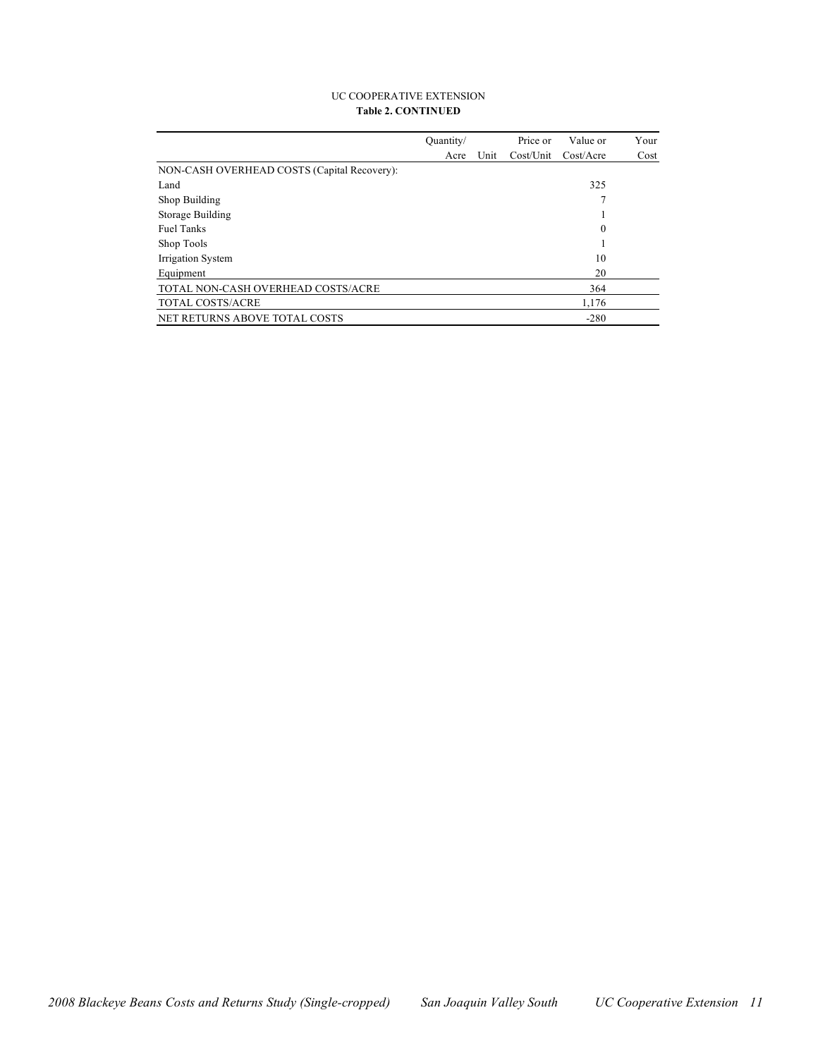UC COOPERATIVE EXTENSION

**Table 2. CONTINUED**

| | Quantity/ Acre | Unit | Price or Cost/Unit | Value or Cost/Acre | Your Cost |
|---|---|---|---|---|---|
| NON-CASH OVERHEAD COSTS (Capital Recovery): | | | | | |
| Land | | | | 325 | |
| Shop Building | | | | 7 | |
| Storage Building | | | | 1 | |
| Fuel Tanks | | | | 0 | |
| Shop Tools | | | | 1 | |
| Irrigation System | | | | 10 | |
| Equipment | | | | 20 | |
| TOTAL NON-CASH OVERHEAD COSTS/ACRE | | | | 364 | |
| TOTAL COSTS/ACRE | | | | 1,176 | |
| NET RETURNS ABOVE TOTAL COSTS | | | | -280 | |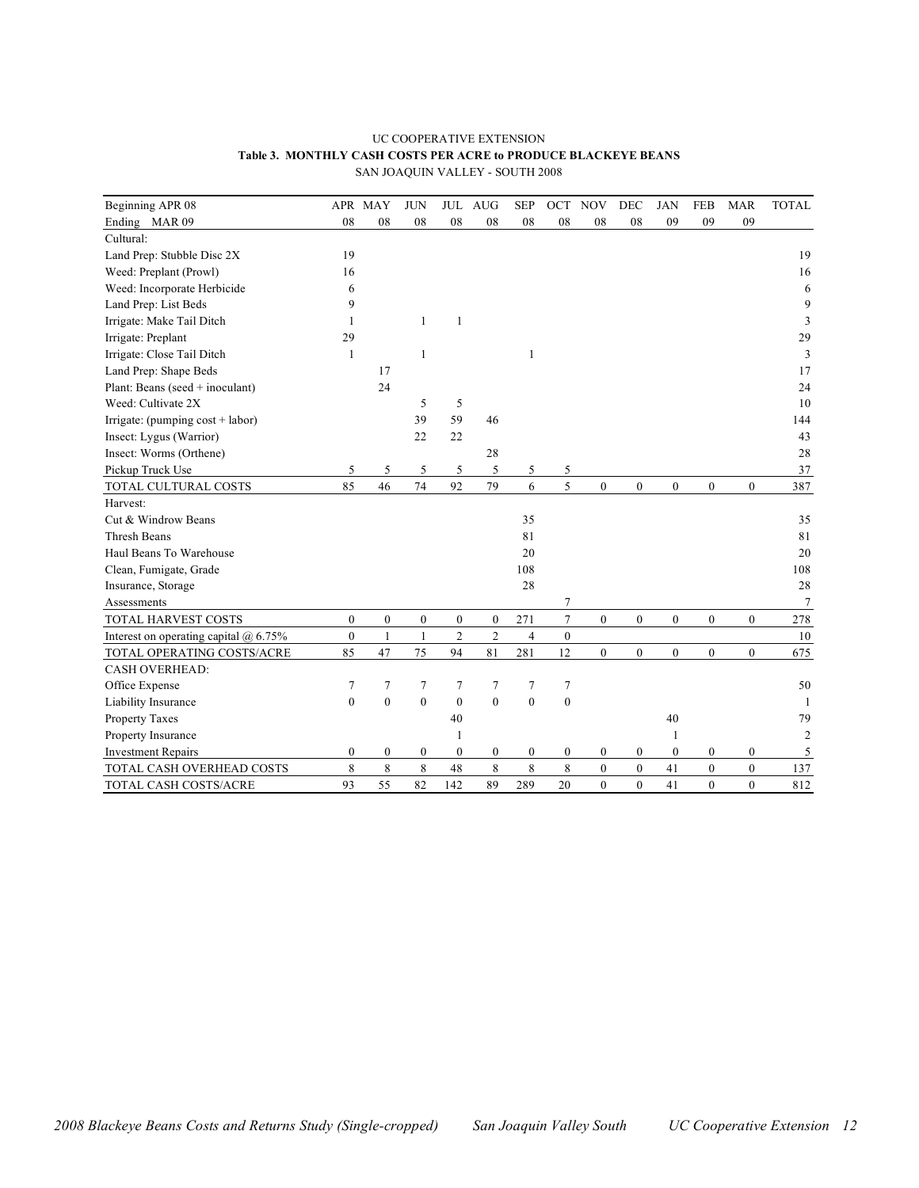UC COOPERATIVE EXTENSION

**Table 3. MONTHLY CASH COSTS PER ACRE to PRODUCE BLACKEYE BEANS**

SAN JOAQUIN VALLEY - SOUTH 2008

| Beginning APR 08 | APR | MAY | JUN | JUL | AUG | SEP | OCT | NOV | DEC | JAN | FEB | MAR | TOTAL |
|---|---|---|---|---|---|---|---|---|---|---|---|---|---|
| Ending MAR 09 | 08 | 08 | 08 | 08 | 08 | 08 | 08 | 08 | 08 | 09 | 09 | 09 | |
| Cultural: | | | | | | | | | | | | | |
| Land Prep: Stubble Disc 2X | 19 | | | | | | | | | | | | 19 |
| Weed: Preplant (Prowl) | 16 | | | | | | | | | | | | 16 |
| Weed: Incorporate Herbicide | 6 | | | | | | | | | | | | 6 |
| Land Prep: List Beds | 9 | | | | | | | | | | | | 9 |
| Irrigate: Make Tail Ditch | 1 | | 1 | 1 | | | | | | | | | 3 |
| Irrigate: Preplant | 29 | | | | | | | | | | | | 29 |
| Irrigate: Close Tail Ditch | 1 | | 1 | | | 1 | | | | | | | 3 |
| Land Prep: Shape Beds | | 17 | | | | | | | | | | | 17 |
| Plant: Beans (seed + inoculant) | | 24 | | | | | | | | | | | 24 |
| Weed: Cultivate 2X | | | 5 | 5 | | | | | | | | | 10 |
| Irrigate: (pumping cost + labor) | | | 39 | 59 | 46 | | | | | | | | 144 |
| Insect: Lygus (Warrior) | | | 22 | 22 | | | | | | | | | 43 |
| Insect: Worms (Orthene) | | | | | 28 | | | | | | | | 28 |
| Pickup Truck Use | 5 | 5 | 5 | 5 | 5 | 5 | 5 | | | | | | 37 |
| TOTAL CULTURAL COSTS | 85 | 46 | 74 | 92 | 79 | 6 | 5 | 0 | 0 | 0 | 0 | 0 | 387 |
| Harvest: | | | | | | | | | | | | | |
| Cut & Windrow Beans | | | | | | 35 | | | | | | | 35 |
| Thresh Beans | | | | | | 81 | | | | | | | 81 |
| Haul Beans To Warehouse | | | | | | 20 | | | | | | | 20 |
| Clean, Fumigate, Grade | | | | | | 108 | | | | | | | 108 |
| Insurance, Storage | | | | | | 28 | | | | | | | 28 |
| Assessments | | | | | | | 7 | | | | | | 7 |
| TOTAL HARVEST COSTS | 0 | 0 | 0 | 0 | 0 | 271 | 7 | 0 | 0 | 0 | 0 | 0 | 278 |
| Interest on operating capital @ 6.75% | 0 | 1 | 1 | 2 | 2 | 4 | 0 | | | | | | 10 |
| TOTAL OPERATING COSTS/ACRE | 85 | 47 | 75 | 94 | 81 | 281 | 12 | 0 | 0 | 0 | 0 | 0 | 675 |
| CASH OVERHEAD: | | | | | | | | | | | | | |
| Office Expense | 7 | 7 | 7 | 7 | 7 | 7 | 7 | | | | | | 50 |
| Liability Insurance | 0 | 0 | 0 | 0 | 0 | 0 | 0 | | | | | | 1 |
| Property Taxes | | | | 40 | | | | | | 40 | | | 79 |
| Property Insurance | | | | 1 | | | | | | 1 | | | 2 |
| Investment Repairs | 0 | 0 | 0 | 0 | 0 | 0 | 0 | 0 | 0 | 0 | 0 | 0 | 5 |
| TOTAL CASH OVERHEAD COSTS | 8 | 8 | 8 | 48 | 8 | 8 | 8 | 0 | 0 | 41 | 0 | 0 | 137 |
| TOTAL CASH COSTS/ACRE | 93 | 55 | 82 | 142 | 89 | 289 | 20 | 0 | 0 | 41 | 0 | 0 | 812 |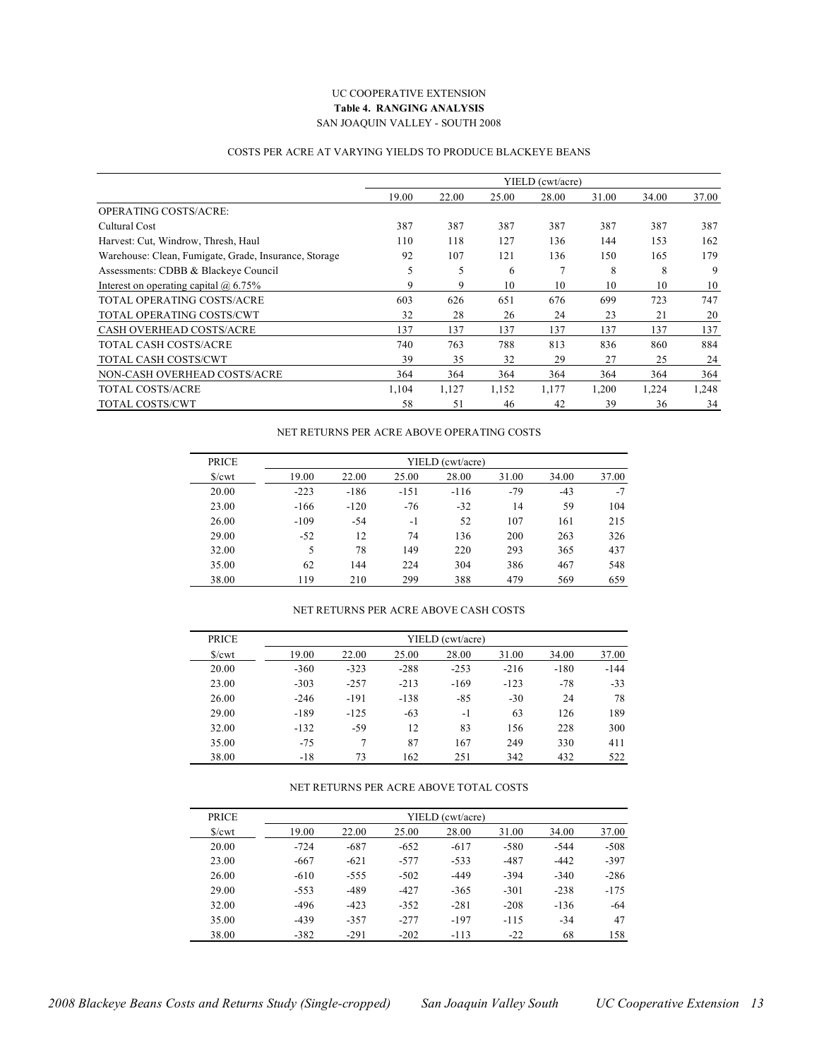UC COOPERATIVE EXTENSION

**Table 4. RANGING ANALYSIS**

SAN JOAQUIN VALLEY - SOUTH 2008

COSTS PER ACRE AT VARYING YIELDS TO PRODUCE BLACKEYE BEANS

| | YIELD (cwt/acre) | | | | | | |
|---|---|---|---|---|---|---|---|
| | 19.00 | 22.00 | 25.00 | 28.00 | 31.00 | 34.00 | 37.00 |
| OPERATING COSTS/ACRE: | | | | | | | |
| Cultural Cost | 387 | 387 | 387 | 387 | 387 | 387 | 387 |
| Harvest: Cut, Windrow, Thresh, Haul | 110 | 118 | 127 | 136 | 144 | 153 | 162 |
| Warehouse: Clean, Fumigate, Grade, Insurance, Storage | 92 | 107 | 121 | 136 | 150 | 165 | 179 |
| Assessments: CDBB & Blackeye Council | 5 | 5 | 6 | 7 | 8 | 8 | 9 |
| Interest on operating capital @ 6.75% | 9 | 9 | 10 | 10 | 10 | 10 | 10 |
| TOTAL OPERATING COSTS/ACRE | 603 | 626 | 651 | 676 | 699 | 723 | 747 |
| TOTAL OPERATING COSTS/CWT | 32 | 28 | 26 | 24 | 23 | 21 | 20 |
| CASH OVERHEAD COSTS/ACRE | 137 | 137 | 137 | 137 | 137 | 137 | 137 |
| TOTAL CASH COSTS/ACRE | 740 | 763 | 788 | 813 | 836 | 860 | 884 |
| TOTAL CASH COSTS/CWT | 39 | 35 | 32 | 29 | 27 | 25 | 24 |
| NON-CASH OVERHEAD COSTS/ACRE | 364 | 364 | 364 | 364 | 364 | 364 | 364 |
| TOTAL COSTS/ACRE | 1,104 | 1,127 | 1,152 | 1,177 | 1,200 | 1,224 | 1,248 |
| TOTAL COSTS/CWT | 58 | 51 | 46 | 42 | 39 | 36 | 34 |

NET RETURNS PER ACRE ABOVE OPERATING COSTS

| PRICE | YIELD (cwt/acre) | | | | | | |
|---|---|---|---|---|---|---|---|
| $/cwt | 19.00 | 22.00 | 25.00 | 28.00 | 31.00 | 34.00 | 37.00 |
| 20.00 | -223 | -186 | -151 | -116 | -79 | -43 | -7 |
| 23.00 | -166 | -120 | -76 | -32 | 14 | 59 | 104 |
| 26.00 | -109 | -54 | -1 | 52 | 107 | 161 | 215 |
| 29.00 | -52 | 12 | 74 | 136 | 200 | 263 | 326 |
| 32.00 | 5 | 78 | 149 | 220 | 293 | 365 | 437 |
| 35.00 | 62 | 144 | 224 | 304 | 386 | 467 | 548 |
| 38.00 | 119 | 210 | 299 | 388 | 479 | 569 | 659 |

NET RETURNS PER ACRE ABOVE CASH COSTS

| PRICE | YIELD (cwt/acre) | | | | | | |
|---|---|---|---|---|---|---|---|
| $/cwt | 19.00 | 22.00 | 25.00 | 28.00 | 31.00 | 34.00 | 37.00 |
| 20.00 | -360 | -323 | -288 | -253 | -216 | -180 | -144 |
| 23.00 | -303 | -257 | -213 | -169 | -123 | -78 | -33 |
| 26.00 | -246 | -191 | -138 | -85 | -30 | 24 | 78 |
| 29.00 | -189 | -125 | -63 | -1 | 63 | 126 | 189 |
| 32.00 | -132 | -59 | 12 | 83 | 156 | 228 | 300 |
| 35.00 | -75 | 7 | 87 | 167 | 249 | 330 | 411 |
| 38.00 | -18 | 73 | 162 | 251 | 342 | 432 | 522 |

NET RETURNS PER ACRE ABOVE TOTAL COSTS

| PRICE | YIELD (cwt/acre) | | | | | | |
|---|---|---|---|---|---|---|---|
| $/cwt | 19.00 | 22.00 | 25.00 | 28.00 | 31.00 | 34.00 | 37.00 |
| 20.00 | -724 | -687 | -652 | -617 | -580 | -544 | -508 |
| 23.00 | -667 | -621 | -577 | -533 | -487 | -442 | -397 |
| 26.00 | -610 | -555 | -502 | -449 | -394 | -340 | -286 |
| 29.00 | -553 | -489 | -427 | -365 | -301 | -238 | -175 |
| 32.00 | -496 | -423 | -352 | -281 | -208 | -136 | -64 |
| 35.00 | -439 | -357 | -277 | -197 | -115 | -34 | 47 |
| 38.00 | -382 | -291 | -202 | -113 | -22 | 68 | 158 |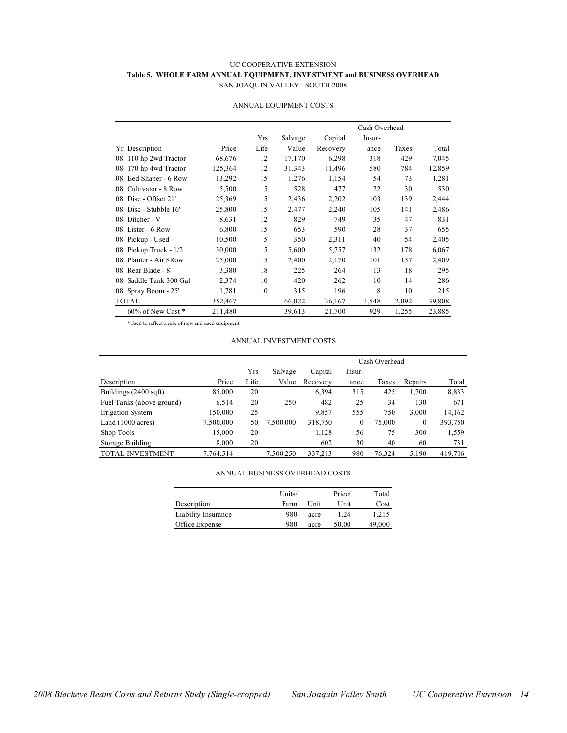UC COOPERATIVE EXTENSION

**Table 5. WHOLE FARM ANNUAL EQUIPMENT, INVESTMENT and BUSINESS OVERHEAD**

SAN JOAQUIN VALLEY - SOUTH 2008

ANNUAL EQUIPMENT COSTS

| | | | | | Cash Overhead | | |
|---|---|---|---|---|---|---|---|
| Yr Description | Price | Yrs Life | Salvage Value | Capital Recovery | Insur-ance | Taxes | Total |
| 08 110 hp 2wd Tractor | 68,676 | 12 | 17,170 | 6,298 | 318 | 429 | 7,045 |
| 08 170 hp 4wd Tractor | 125,364 | 12 | 31,343 | 11,496 | 580 | 784 | 12,859 |
| 08 Bed Shaper - 6 Row | 13,292 | 15 | 1,276 | 1,154 | 54 | 73 | 1,281 |
| 08 Cultivator - 8 Row | 5,500 | 15 | 528 | 477 | 22 | 30 | 530 |
| 08 Disc - Offset 21' | 25,369 | 15 | 2,436 | 2,202 | 103 | 139 | 2,444 |
| 08 Disc - Stubble 16' | 25,800 | 15 | 2,477 | 2,240 | 105 | 141 | 2,486 |
| 08 Ditcher - V | 8,631 | 12 | 829 | 749 | 35 | 47 | 831 |
| 08 Lister - 6 Row | 6,800 | 15 | 653 | 590 | 28 | 37 | 655 |
| 08 Pickup - Used | 10,500 | 5 | 350 | 2,311 | 40 | 54 | 2,405 |
| 08 Pickup Truck - 1/2 | 30,000 | 5 | 5,600 | 5,757 | 132 | 178 | 6,067 |
| 08 Planter - Air 8Row | 25,000 | 15 | 2,400 | 2,170 | 101 | 137 | 2,409 |
| 08 Rear Blade - 8' | 3,380 | 18 | 225 | 264 | 13 | 18 | 295 |
| 08 Saddle Tank 300 Gal | 2,374 | 10 | 420 | 262 | 10 | 14 | 286 |
| 08 Spray Boom - 25' | 1,781 | 10 | 315 | 196 | 8 | 10 | 215 |
| TOTAL | 352,467 | | 66,022 | 36,167 | 1,548 | 2,092 | 39,808 |
| 60% of New Cost * | 211,480 | | 39,613 | 21,700 | 929 | 1,255 | 23,885 |

*Used to reflect a mix of new and used equipment

ANNUAL INVESTMENT COSTS

| | | | | | Cash Overhead | | | |
|---|---|---|---|---|---|---|---|---|
| Description | Price | Yrs Life | Salvage Value | Capital Recovery | Insur-ance | Taxes | Repairs | Total |
| Buildings (2400 sqft) | 85,000 | 20 | | 6,394 | 315 | 425 | 1,700 | 8,833 |
| Fuel Tanks (above ground) | 6,514 | 20 | 250 | 482 | 25 | 34 | 130 | 671 |
| Irrigation System | 150,000 | 25 | | 9,857 | 555 | 750 | 3,000 | 14,162 |
| Land (1000 acres) | 7,500,000 | 50 | 7,500,000 | 318,750 | 0 | 75,000 | 0 | 393,750 |
| Shop Tools | 15,000 | 20 | | 1,128 | 56 | 75 | 300 | 1,559 |
| Storage Building | 8,000 | 20 | | 602 | 30 | 40 | 60 | 731 |
| TOTAL INVESTMENT | 7,764,514 | | 7,500,250 | 337,213 | 980 | 76,324 | 5,190 | 419,706 |

ANNUAL BUSINESS OVERHEAD COSTS

| Description | Units/ Farm | Unit | Price/ Unit | Total Cost |
|---|---|---|---|---|
| Liability Insurance | 980 | acre | 1.24 | 1,215 |
| Office Expense | 980 | acre | 50.00 | 49,000 |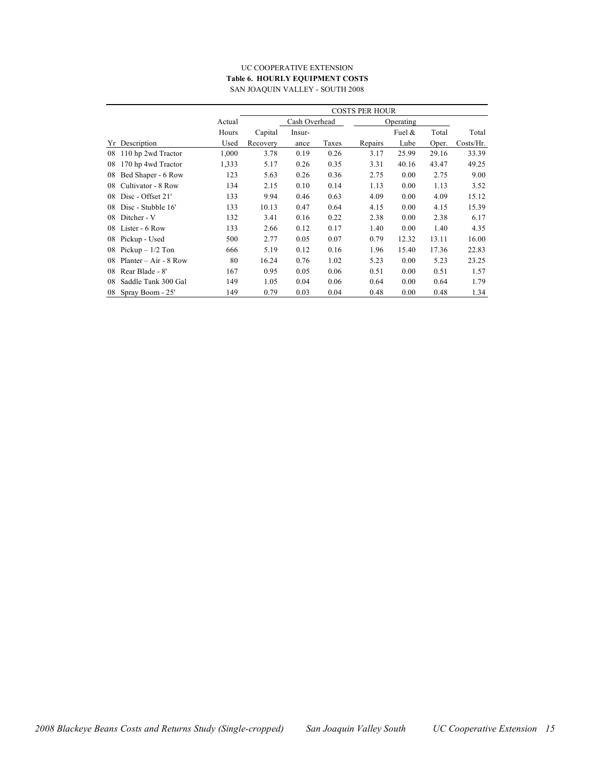UC COOPERATIVE EXTENSION

**Table 6. HOURLY EQUIPMENT COSTS**

SAN JOAQUIN VALLEY - SOUTH 2008

| | | | COSTS PER HOUR | | | | | | |
|---|---|---|---|---|---|---|---|---|---|
| | | Actual | | Cash Overhead | | Operating | | | |
| | | Hours | Capital | Insur- | | | Fuel & | Total | Total |
| Yr | Description | Used | Recovery | ance | Taxes | Repairs | Lube | Oper. | Costs/Hr. |
| 08 | 110 hp 2wd Tractor | 1,000 | 3.78 | 0.19 | 0.26 | 3.17 | 25.99 | 29.16 | 33.39 |
| 08 | 170 hp 4wd Tractor | 1,333 | 5.17 | 0.26 | 0.35 | 3.31 | 40.16 | 43.47 | 49.25 |
| 08 | Bed Shaper - 6 Row | 123 | 5.63 | 0.26 | 0.36 | 2.75 | 0.00 | 2.75 | 9.00 |
| 08 | Cultivator - 8 Row | 134 | 2.15 | 0.10 | 0.14 | 1.13 | 0.00 | 1.13 | 3.52 |
| 08 | Disc - Offset 21' | 133 | 9.94 | 0.46 | 0.63 | 4.09 | 0.00 | 4.09 | 15.12 |
| 08 | Disc - Stubble 16' | 133 | 10.13 | 0.47 | 0.64 | 4.15 | 0.00 | 4.15 | 15.39 |
| 08 | Ditcher - V | 132 | 3.41 | 0.16 | 0.22 | 2.38 | 0.00 | 2.38 | 6.17 |
| 08 | Lister - 6 Row | 133 | 2.66 | 0.12 | 0.17 | 1.40 | 0.00 | 1.40 | 4.35 |
| 08 | Pickup - Used | 500 | 2.77 | 0.05 | 0.07 | 0.79 | 12.32 | 13.11 | 16.00 |
| 08 | Pickup – 1/2 Ton | 666 | 5.19 | 0.12 | 0.16 | 1.96 | 15.40 | 17.36 | 22.83 |
| 08 | Planter – Air - 8 Row | 80 | 16.24 | 0.76 | 1.02 | 5.23 | 0.00 | 5.23 | 23.25 |
| 08 | Rear Blade - 8' | 167 | 0.95 | 0.05 | 0.06 | 0.51 | 0.00 | 0.51 | 1.57 |
| 08 | Saddle Tank 300 Gal | 149 | 1.05 | 0.04 | 0.06 | 0.64 | 0.00 | 0.64 | 1.79 |
| 08 | Spray Boom - 25' | 149 | 0.79 | 0.03 | 0.04 | 0.48 | 0.00 | 0.48 | 1.34 |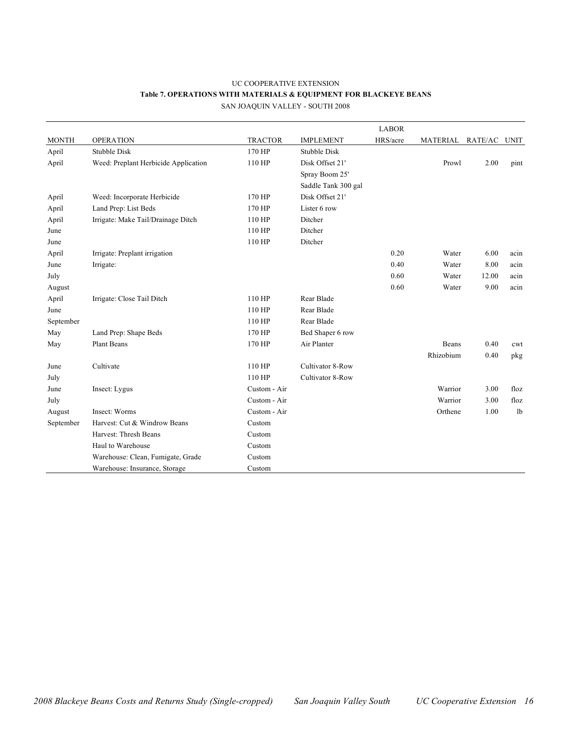UC COOPERATIVE EXTENSION

**Table 7. OPERATIONS WITH MATERIALS & EQUIPMENT FOR BLACKEYE BEANS**

SAN JOAQUIN VALLEY - SOUTH 2008

| MONTH | OPERATION | TRACTOR | IMPLEMENT | LABOR HRS/acre | MATERIAL | RATE/AC | UNIT |
|---|---|---|---|---|---|---|---|
| April | Stubble Disk | 170 HP | Stubble Disk | | | | |
| April | Weed: Preplant Herbicide Application | 110 HP | Disk Offset 21' | | Prowl | 2.00 | pint |
| | | | Spray Boom 25' | | | | |
| | | | Saddle Tank 300 gal | | | | |
| April | Weed: Incorporate Herbicide | 170 HP | Disk Offset 21' | | | | |
| April | Land Prep: List Beds | 170 HP | Lister 6 row | | | | |
| April | Irrigate: Make Tail/Drainage Ditch | 110 HP | Ditcher | | | | |
| June | | 110 HP | Ditcher | | | | |
| June | | 110 HP | Ditcher | | | | |
| April | Irrigate: Preplant irrigation | | | 0.20 | Water | 6.00 | acin |
| June | Irrigate: | | | 0.40 | Water | 8.00 | acin |
| July | | | | 0.60 | Water | 12.00 | acin |
| August | | | | 0.60 | Water | 9.00 | acin |
| April | Irrigate: Close Tail Ditch | 110 HP | Rear Blade | | | | |
| June | | 110 HP | Rear Blade | | | | |
| September | | 110 HP | Rear Blade | | | | |
| May | Land Prep: Shape Beds | 170 HP | Bed Shaper 6 row | | | | |
| May | Plant Beans | 170 HP | Air Planter | | Beans | 0.40 | cwt |
| | | | | | Rhizobium | 0.40 | pkg |
| June | Cultivate | 110 HP | Cultivator 8-Row | | | | |
| July | | 110 HP | Cultivator 8-Row | | | | |
| June | Insect: Lygus | Custom - Air | | | Warrior | 3.00 | floz |
| July | | Custom - Air | | | Warrior | 3.00 | floz |
| August | Insect: Worms | Custom - Air | | | Orthene | 1.00 | lb |
| September | Harvest: Cut & Windrow Beans | Custom | | | | | |
| | Harvest: Thresh Beans | Custom | | | | | |
| | Haul to Warehouse | Custom | | | | | |
| | Warehouse: Clean, Fumigate, Grade | Custom | | | | | |
| | Warehouse: Insurance, Storage | Custom | | | | | |